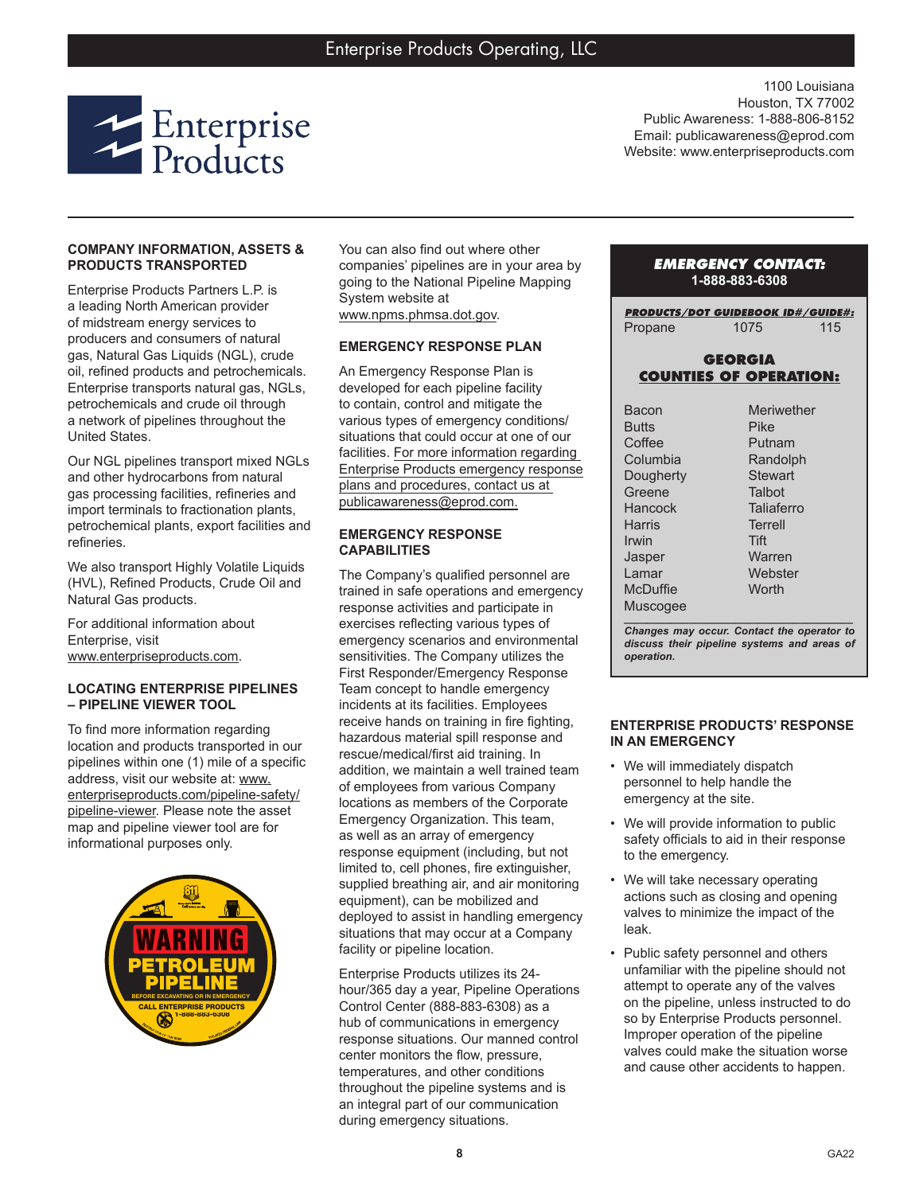# Enterprise Products Operating, LLC

Enterprise Products

1100 Louisiana
Houston, TX 77002
Public Awareness: 1-888-806-8152
Email: publicawareness@eprod.com
Website: www.enterpriseproducts.com

## COMPANY INFORMATION, ASSETS & PRODUCTS TRANSPORTED

Enterprise Products Partners L.P. is a leading North American provider of midstream energy services to producers and consumers of natural gas, Natural Gas Liquids (NGL), crude oil, refined products and petrochemicals. Enterprise transports natural gas, NGLs, petrochemicals and crude oil through a network of pipelines throughout the United States.

Our NGL pipelines transport mixed NGLs and other hydrocarbons from natural gas processing facilities, refineries and import terminals to fractionation plants, petrochemical plants, export facilities and refineries.

We also transport Highly Volatile Liquids (HVL), Refined Products, Crude Oil and Natural Gas products.

For additional information about Enterprise, visit www.enterpriseproducts.com.

## LOCATING ENTERPRISE PIPELINES – PIPELINE VIEWER TOOL

To find more information regarding location and products transported in our pipelines within one (1) mile of a specific address, visit our website at: www.enterpriseproducts.com/pipeline-safety/pipeline-viewer. Please note the asset map and pipeline viewer tool are for informational purposes only.

WARNING PETROLEUM PIPELINE
BEFORE EXCAVATING OR IN EMERGENCY
CALL ENTERPRISE PRODUCTS 1-888-883-6308

You can also find out where other companies' pipelines are in your area by going to the National Pipeline Mapping System website at www.npms.phmsa.dot.gov.

## EMERGENCY RESPONSE PLAN

An Emergency Response Plan is developed for each pipeline facility to contain, control and mitigate the various types of emergency conditions/situations that could occur at one of our facilities. For more information regarding Enterprise Products emergency response plans and procedures, contact us at publicawareness@eprod.com.

## EMERGENCY RESPONSE CAPABILITIES

The Company's qualified personnel are trained in safe operations and emergency response activities and participate in exercises reflecting various types of emergency scenarios and environmental sensitivities. The Company utilizes the First Responder/Emergency Response Team concept to handle emergency incidents at its facilities. Employees receive hands on training in fire fighting, hazardous material spill response and rescue/medical/first aid training. In addition, we maintain a well trained team of employees from various Company locations as members of the Corporate Emergency Organization. This team, as well as an array of emergency response equipment (including, but not limited to, cell phones, fire extinguisher, supplied breathing air, and air monitoring equipment), can be mobilized and deployed to assist in handling emergency situations that may occur at a Company facility or pipeline location.

Enterprise Products utilizes its 24-hour/365 day a year, Pipeline Operations Control Center (888-883-6308) as a hub of communications in emergency response situations. Our manned control center monitors the flow, pressure, temperatures, and other conditions throughout the pipeline systems and is an integral part of our communication during emergency situations.

**EMERGENCY CONTACT:**
**1-888-883-6308**

| PRODUCTS/DOT GUIDEBOOK ID#/GUIDE#: | | |
|---|---|---|
| Propane | 1075 | 115 |

**GEORGIA COUNTIES OF OPERATION:**

| | |
|---|---|
| Bacon | Meriwether |
| Butts | Pike |
| Coffee | Putnam |
| Columbia | Randolph |
| Dougherty | Stewart |
| Greene | Talbot |
| Hancock | Taliaferro |
| Harris | Terrell |
| Irwin | Tift |
| Jasper | Warren |
| Lamar | Webster |
| McDuffie | Worth |
| Muscogee | |

***Changes may occur. Contact the operator to discuss their pipeline systems and areas of operation.***

## ENTERPRISE PRODUCTS' RESPONSE IN AN EMERGENCY

- We will immediately dispatch personnel to help handle the emergency at the site.
- We will provide information to public safety officials to aid in their response to the emergency.
- We will take necessary operating actions such as closing and opening valves to minimize the impact of the leak.
- Public safety personnel and others unfamiliar with the pipeline should not attempt to operate any of the valves on the pipeline, unless instructed to do so by Enterprise Products personnel. Improper operation of the pipeline valves could make the situation worse and cause other accidents to happen.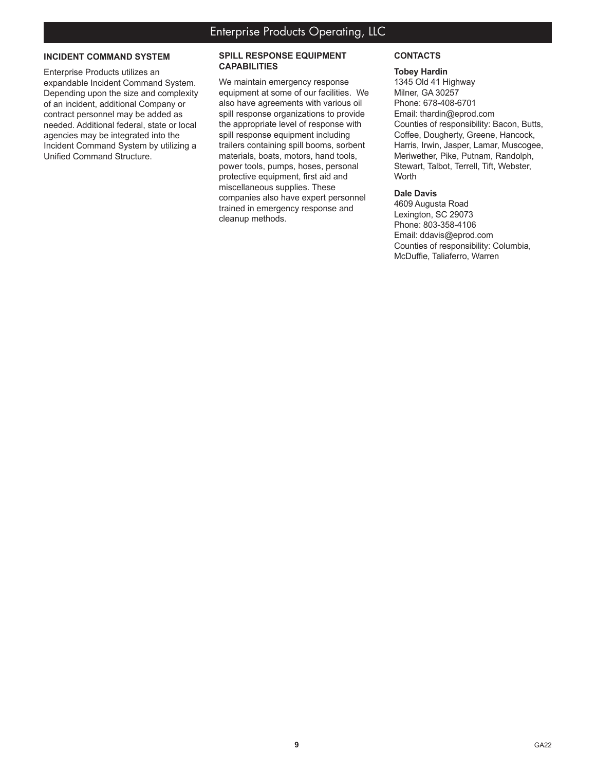## INCIDENT COMMAND SYSTEM

Enterprise Products utilizes an expandable Incident Command System. Depending upon the size and complexity of an incident, additional Company or contract personnel may be added as needed. Additional federal, state or local agencies may be integrated into the Incident Command System by utilizing a Unified Command Structure.

## SPILL RESPONSE EQUIPMENT CAPABILITIES

We maintain emergency response equipment at some of our facilities. We also have agreements with various oil spill response organizations to provide the appropriate level of response with spill response equipment including trailers containing spill booms, sorbent materials, boats, motors, hand tools, power tools, pumps, hoses, personal protective equipment, first aid and miscellaneous supplies. These companies also have expert personnel trained in emergency response and cleanup methods.

## CONTACTS

**Tobey Hardin**
1345 Old 41 Highway
Milner, GA 30257
Phone: 678-408-6701
Email: thardin@eprod.com
Counties of responsibility: Bacon, Butts, Coffee, Dougherty, Greene, Hancock, Harris, Irwin, Jasper, Lamar, Muscogee, Meriwether, Pike, Putnam, Randolph, Stewart, Talbot, Terrell, Tift, Webster, Worth

**Dale Davis**
4609 Augusta Road
Lexington, SC 29073
Phone: 803-358-4106
Email: ddavis@eprod.com
Counties of responsibility: Columbia, McDuffie, Taliaferro, Warren